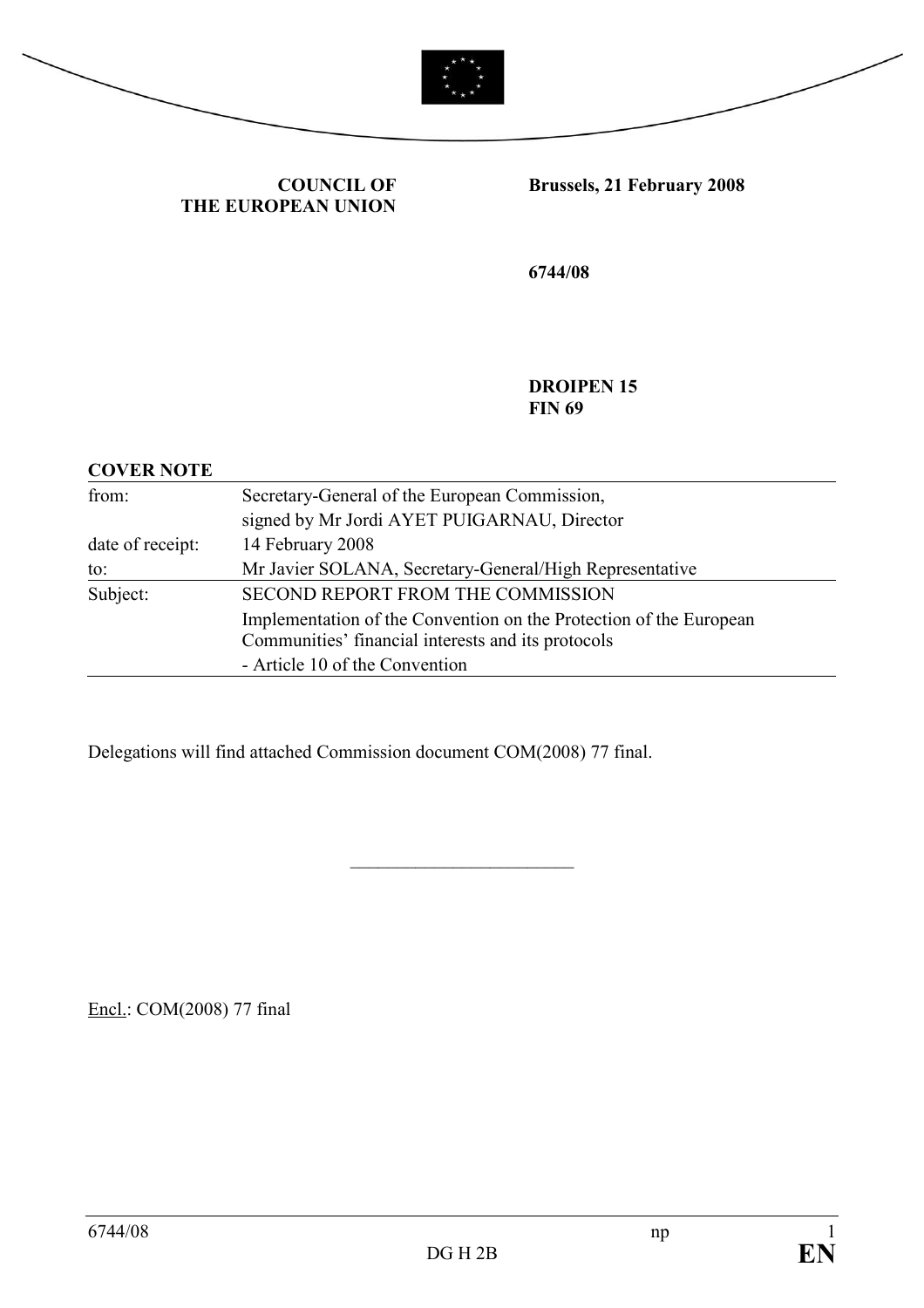**COUNCIL OF THE EUROPEAN UNION**

**Brussels, 21 February 2008**

**6744/08**

**DROIPEN 15**
**FIN 69**

**COVER NOTE**

| | |
|---|---|
| from: | Secretary-General of the European Commission, signed by Mr Jordi AYET PUIGARNAU, Director |
| date of receipt: | 14 February 2008 |
| to: | Mr Javier SOLANA, Secretary-General/High Representative |
| Subject: | SECOND REPORT FROM THE COMMISSION<br>Implementation of the Convention on the Protection of the European Communities' financial interests and its protocols<br>- Article 10 of the Convention |

Delegations will find attached Commission document COM(2008) 77 final.

---

Encl.: COM(2008) 77 final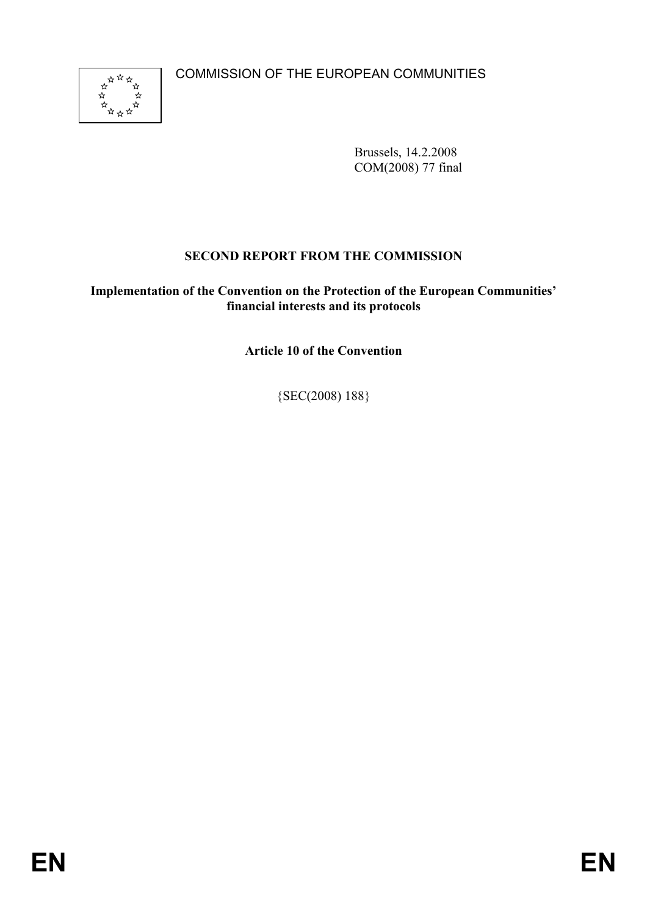COMMISSION OF THE EUROPEAN COMMUNITIES

Brussels, 14.2.2008
COM(2008) 77 final

**SECOND REPORT FROM THE COMMISSION**

**Implementation of the Convention on the Protection of the European Communities' financial interests and its protocols**

**Article 10 of the Convention**

{SEC(2008) 188}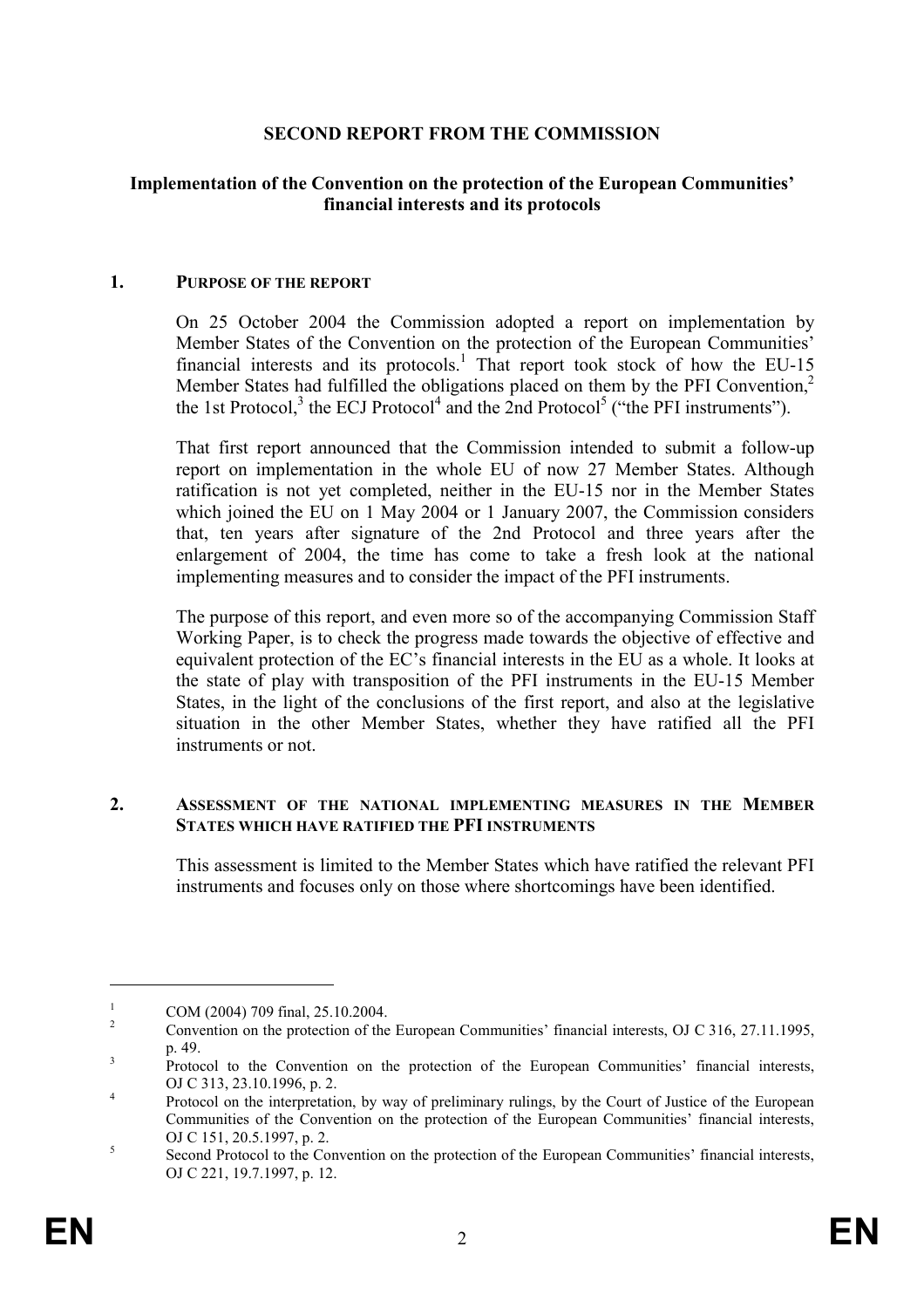# SECOND REPORT FROM THE COMMISSION

## Implementation of the Convention on the protection of the European Communities' financial interests and its protocols

### 1. PURPOSE OF THE REPORT

On 25 October 2004 the Commission adopted a report on implementation by Member States of the Convention on the protection of the European Communities' financial interests and its protocols.[1] That report took stock of how the EU-15 Member States had fulfilled the obligations placed on them by the PFI Convention,[2] the 1st Protocol,[3] the ECJ Protocol[4] and the 2nd Protocol[5] ("the PFI instruments").

That first report announced that the Commission intended to submit a follow-up report on implementation in the whole EU of now 27 Member States. Although ratification is not yet completed, neither in the EU-15 nor in the Member States which joined the EU on 1 May 2004 or 1 January 2007, the Commission considers that, ten years after signature of the 2nd Protocol and three years after the enlargement of 2004, the time has come to take a fresh look at the national implementing measures and to consider the impact of the PFI instruments.

The purpose of this report, and even more so of the accompanying Commission Staff Working Paper, is to check the progress made towards the objective of effective and equivalent protection of the EC's financial interests in the EU as a whole. It looks at the state of play with transposition of the PFI instruments in the EU-15 Member States, in the light of the conclusions of the first report, and also at the legislative situation in the other Member States, whether they have ratified all the PFI instruments or not.

### 2. ASSESSMENT OF THE NATIONAL IMPLEMENTING MEASURES IN THE MEMBER STATES WHICH HAVE RATIFIED THE PFI INSTRUMENTS

This assessment is limited to the Member States which have ratified the relevant PFI instruments and focuses only on those where shortcomings have been identified.

---

[1] COM (2004) 709 final, 25.10.2004.

[2] Convention on the protection of the European Communities' financial interests, OJ C 316, 27.11.1995, p. 49.

[3] Protocol to the Convention on the protection of the European Communities' financial interests, OJ C 313, 23.10.1996, p. 2.

[4] Protocol on the interpretation, by way of preliminary rulings, by the Court of Justice of the European Communities of the Convention on the protection of the European Communities' financial interests, OJ C 151, 20.5.1997, p. 2.

[5] Second Protocol to the Convention on the protection of the European Communities' financial interests, OJ C 221, 19.7.1997, p. 12.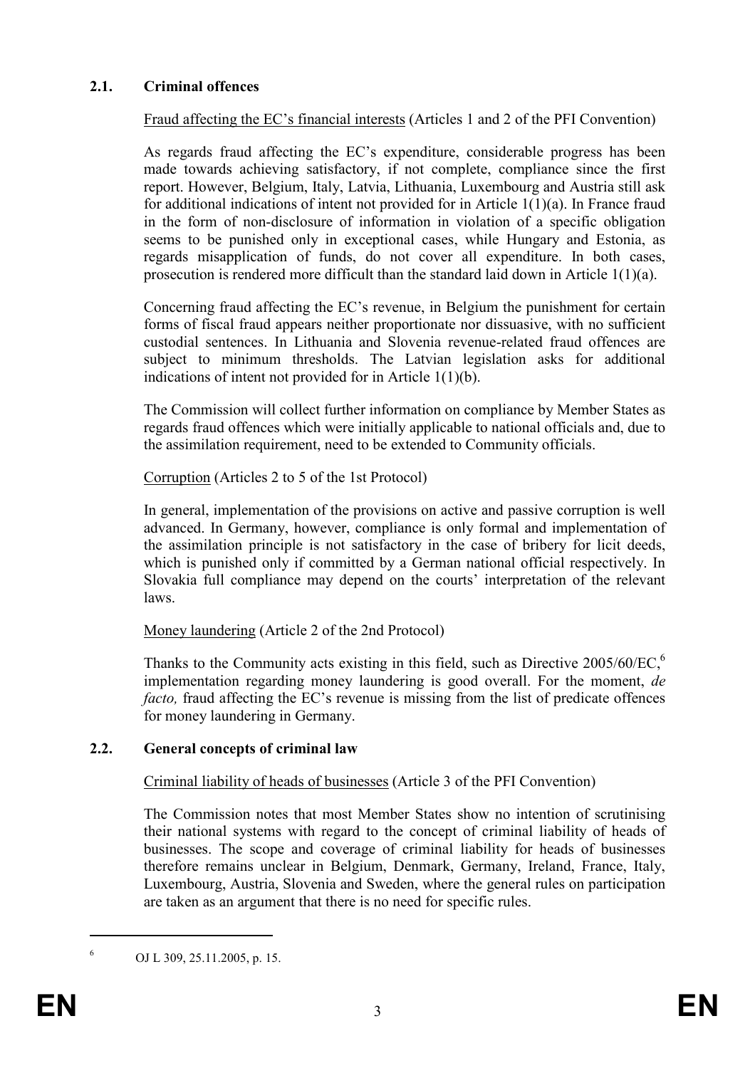## 2.1. Criminal offences

Fraud affecting the EC's financial interests (Articles 1 and 2 of the PFI Convention)

As regards fraud affecting the EC's expenditure, considerable progress has been made towards achieving satisfactory, if not complete, compliance since the first report. However, Belgium, Italy, Latvia, Lithuania, Luxembourg and Austria still ask for additional indications of intent not provided for in Article 1(1)(a). In France fraud in the form of non-disclosure of information in violation of a specific obligation seems to be punished only in exceptional cases, while Hungary and Estonia, as regards misapplication of funds, do not cover all expenditure. In both cases, prosecution is rendered more difficult than the standard laid down in Article 1(1)(a).

Concerning fraud affecting the EC's revenue, in Belgium the punishment for certain forms of fiscal fraud appears neither proportionate nor dissuasive, with no sufficient custodial sentences. In Lithuania and Slovenia revenue-related fraud offences are subject to minimum thresholds. The Latvian legislation asks for additional indications of intent not provided for in Article 1(1)(b).

The Commission will collect further information on compliance by Member States as regards fraud offences which were initially applicable to national officials and, due to the assimilation requirement, need to be extended to Community officials.

Corruption (Articles 2 to 5 of the 1st Protocol)

In general, implementation of the provisions on active and passive corruption is well advanced. In Germany, however, compliance is only formal and implementation of the assimilation principle is not satisfactory in the case of bribery for licit deeds, which is punished only if committed by a German national official respectively. In Slovakia full compliance may depend on the courts' interpretation of the relevant laws.

Money laundering (Article 2 of the 2nd Protocol)

Thanks to the Community acts existing in this field, such as Directive 2005/60/EC,[6] implementation regarding money laundering is good overall. For the moment, *de facto,* fraud affecting the EC's revenue is missing from the list of predicate offences for money laundering in Germany.

## 2.2. General concepts of criminal law

Criminal liability of heads of businesses (Article 3 of the PFI Convention)

The Commission notes that most Member States show no intention of scrutinising their national systems with regard to the concept of criminal liability of heads of businesses. The scope and coverage of criminal liability for heads of businesses therefore remains unclear in Belgium, Denmark, Germany, Ireland, France, Italy, Luxembourg, Austria, Slovenia and Sweden, where the general rules on participation are taken as an argument that there is no need for specific rules.

[6] OJ L 309, 25.11.2005, p. 15.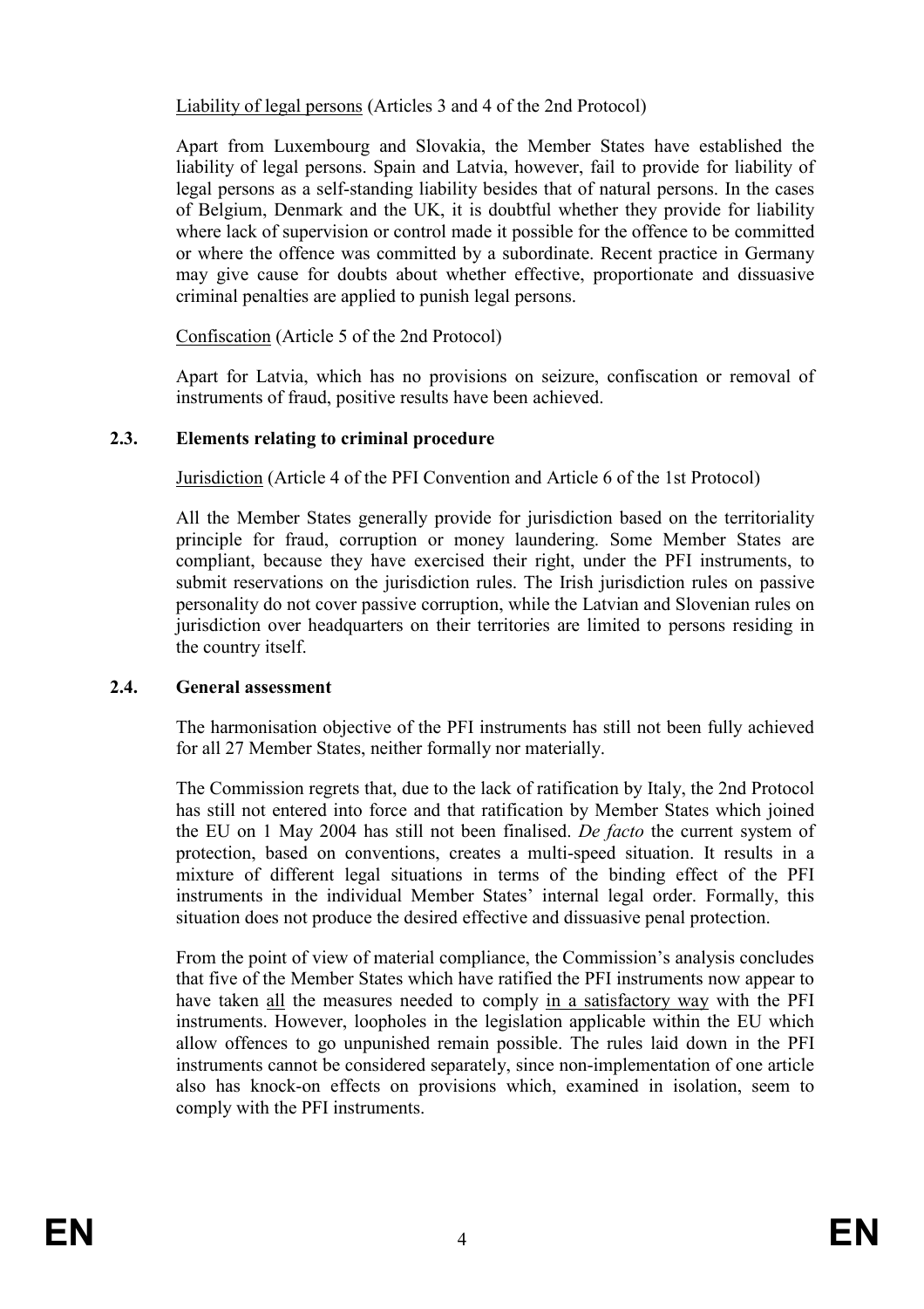Liability of legal persons (Articles 3 and 4 of the 2nd Protocol)

Apart from Luxembourg and Slovakia, the Member States have established the liability of legal persons. Spain and Latvia, however, fail to provide for liability of legal persons as a self-standing liability besides that of natural persons. In the cases of Belgium, Denmark and the UK, it is doubtful whether they provide for liability where lack of supervision or control made it possible for the offence to be committed or where the offence was committed by a subordinate. Recent practice in Germany may give cause for doubts about whether effective, proportionate and dissuasive criminal penalties are applied to punish legal persons.

Confiscation (Article 5 of the 2nd Protocol)

Apart for Latvia, which has no provisions on seizure, confiscation or removal of instruments of fraud, positive results have been achieved.

### 2.3. Elements relating to criminal procedure

Jurisdiction (Article 4 of the PFI Convention and Article 6 of the 1st Protocol)

All the Member States generally provide for jurisdiction based on the territoriality principle for fraud, corruption or money laundering. Some Member States are compliant, because they have exercised their right, under the PFI instruments, to submit reservations on the jurisdiction rules. The Irish jurisdiction rules on passive personality do not cover passive corruption, while the Latvian and Slovenian rules on jurisdiction over headquarters on their territories are limited to persons residing in the country itself.

### 2.4. General assessment

The harmonisation objective of the PFI instruments has still not been fully achieved for all 27 Member States, neither formally nor materially.

The Commission regrets that, due to the lack of ratification by Italy, the 2nd Protocol has still not entered into force and that ratification by Member States which joined the EU on 1 May 2004 has still not been finalised. *De facto* the current system of protection, based on conventions, creates a multi-speed situation. It results in a mixture of different legal situations in terms of the binding effect of the PFI instruments in the individual Member States' internal legal order. Formally, this situation does not produce the desired effective and dissuasive penal protection.

From the point of view of material compliance, the Commission's analysis concludes that five of the Member States which have ratified the PFI instruments now appear to have taken all the measures needed to comply in a satisfactory way with the PFI instruments. However, loopholes in the legislation applicable within the EU which allow offences to go unpunished remain possible. The rules laid down in the PFI instruments cannot be considered separately, since non-implementation of one article also has knock-on effects on provisions which, examined in isolation, seem to comply with the PFI instruments.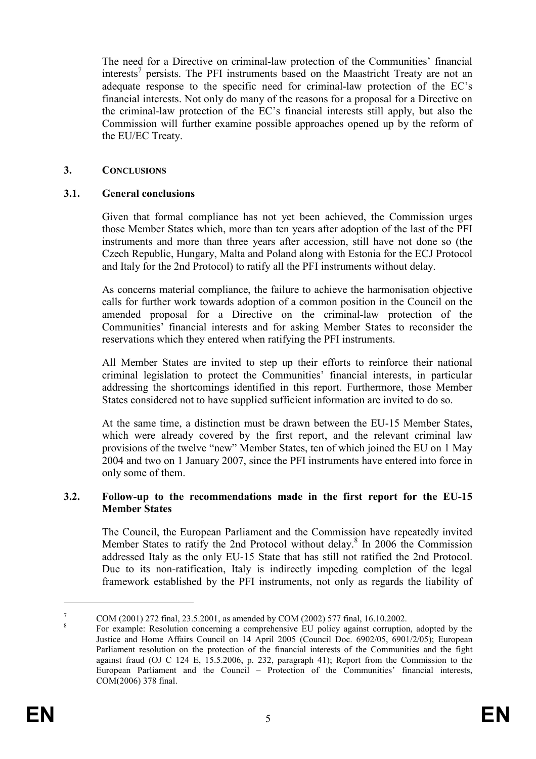The need for a Directive on criminal-law protection of the Communities' financial interests[7] persists. The PFI instruments based on the Maastricht Treaty are not an adequate response to the specific need for criminal-law protection of the EC's financial interests. Not only do many of the reasons for a proposal for a Directive on the criminal-law protection of the EC's financial interests still apply, but also the Commission will further examine possible approaches opened up by the reform of the EU/EC Treaty.

## 3. CONCLUSIONS

### 3.1. General conclusions

Given that formal compliance has not yet been achieved, the Commission urges those Member States which, more than ten years after adoption of the last of the PFI instruments and more than three years after accession, still have not done so (the Czech Republic, Hungary, Malta and Poland along with Estonia for the ECJ Protocol and Italy for the 2nd Protocol) to ratify all the PFI instruments without delay.

As concerns material compliance, the failure to achieve the harmonisation objective calls for further work towards adoption of a common position in the Council on the amended proposal for a Directive on the criminal-law protection of the Communities' financial interests and for asking Member States to reconsider the reservations which they entered when ratifying the PFI instruments.

All Member States are invited to step up their efforts to reinforce their national criminal legislation to protect the Communities' financial interests, in particular addressing the shortcomings identified in this report. Furthermore, those Member States considered not to have supplied sufficient information are invited to do so.

At the same time, a distinction must be drawn between the EU-15 Member States, which were already covered by the first report, and the relevant criminal law provisions of the twelve "new" Member States, ten of which joined the EU on 1 May 2004 and two on 1 January 2007, since the PFI instruments have entered into force in only some of them.

### 3.2. Follow-up to the recommendations made in the first report for the EU-15 Member States

The Council, the European Parliament and the Commission have repeatedly invited Member States to ratify the 2nd Protocol without delay.[8] In 2006 the Commission addressed Italy as the only EU-15 State that has still not ratified the 2nd Protocol. Due to its non-ratification, Italy is indirectly impeding completion of the legal framework established by the PFI instruments, not only as regards the liability of

---

[7] COM (2001) 272 final, 23.5.2001, as amended by COM (2002) 577 final, 16.10.2002.

[8] For example: Resolution concerning a comprehensive EU policy against corruption, adopted by the Justice and Home Affairs Council on 14 April 2005 (Council Doc. 6902/05, 6901/2/05); European Parliament resolution on the protection of the financial interests of the Communities and the fight against fraud (OJ C 124 E, 15.5.2006, p. 232, paragraph 41); Report from the Commission to the European Parliament and the Council – Protection of the Communities' financial interests, COM(2006) 378 final.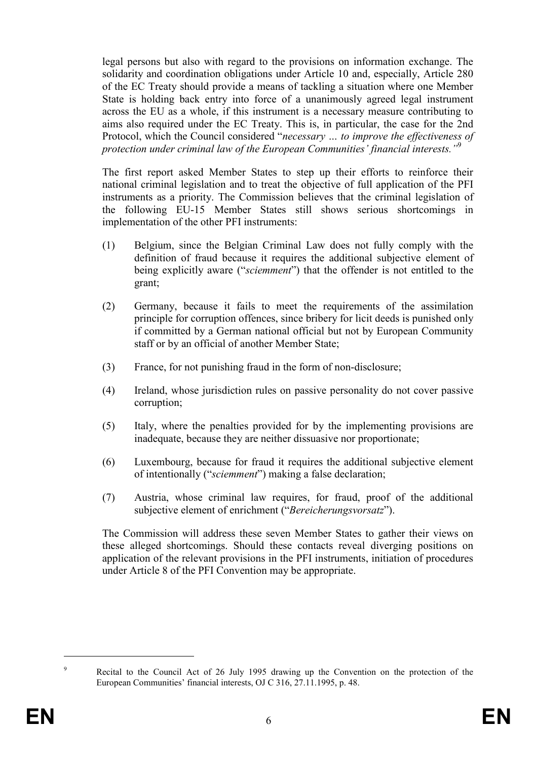legal persons but also with regard to the provisions on information exchange. The solidarity and coordination obligations under Article 10 and, especially, Article 280 of the EC Treaty should provide a means of tackling a situation where one Member State is holding back entry into force of a unanimously agreed legal instrument across the EU as a whole, if this instrument is a necessary measure contributing to aims also required under the EC Treaty. This is, in particular, the case for the 2nd Protocol, which the Council considered "*necessary … to improve the effectiveness of protection under criminal law of the European Communities' financial interests.*"[9]

The first report asked Member States to step up their efforts to reinforce their national criminal legislation and to treat the objective of full application of the PFI instruments as a priority. The Commission believes that the criminal legislation of the following EU-15 Member States still shows serious shortcomings in implementation of the other PFI instruments:

(1) Belgium, since the Belgian Criminal Law does not fully comply with the definition of fraud because it requires the additional subjective element of being explicitly aware ("*sciemment*") that the offender is not entitled to the grant;

(2) Germany, because it fails to meet the requirements of the assimilation principle for corruption offences, since bribery for licit deeds is punished only if committed by a German national official but not by European Community staff or by an official of another Member State;

(3) France, for not punishing fraud in the form of non-disclosure;

(4) Ireland, whose jurisdiction rules on passive personality do not cover passive corruption;

(5) Italy, where the penalties provided for by the implementing provisions are inadequate, because they are neither dissuasive nor proportionate;

(6) Luxembourg, because for fraud it requires the additional subjective element of intentionally ("*sciemment*") making a false declaration;

(7) Austria, whose criminal law requires, for fraud, proof of the additional subjective element of enrichment ("*Bereicherungsvorsatz*").

The Commission will address these seven Member States to gather their views on these alleged shortcomings. Should these contacts reveal diverging positions on application of the relevant provisions in the PFI instruments, initiation of procedures under Article 8 of the PFI Convention may be appropriate.

---

[9] Recital to the Council Act of 26 July 1995 drawing up the Convention on the protection of the European Communities' financial interests, OJ C 316, 27.11.1995, p. 48.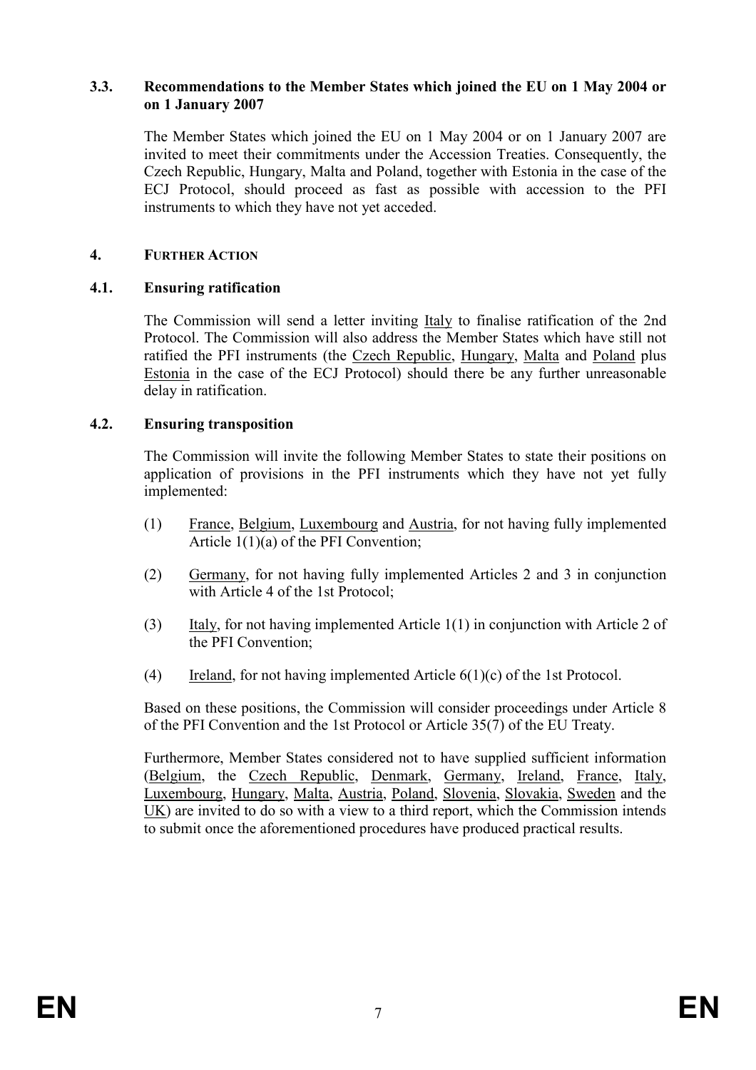### 3.3. Recommendations to the Member States which joined the EU on 1 May 2004 or on 1 January 2007

The Member States which joined the EU on 1 May 2004 or on 1 January 2007 are invited to meet their commitments under the Accession Treaties. Consequently, the Czech Republic, Hungary, Malta and Poland, together with Estonia in the case of the ECJ Protocol, should proceed as fast as possible with accession to the PFI instruments to which they have not yet acceded.

## 4. FURTHER ACTION

### 4.1. Ensuring ratification

The Commission will send a letter inviting Italy to finalise ratification of the 2nd Protocol. The Commission will also address the Member States which have still not ratified the PFI instruments (the Czech Republic, Hungary, Malta and Poland plus Estonia in the case of the ECJ Protocol) should there be any further unreasonable delay in ratification.

### 4.2. Ensuring transposition

The Commission will invite the following Member States to state their positions on application of provisions in the PFI instruments which they have not yet fully implemented:

(1) France, Belgium, Luxembourg and Austria, for not having fully implemented Article 1(1)(a) of the PFI Convention;

(2) Germany, for not having fully implemented Articles 2 and 3 in conjunction with Article 4 of the 1st Protocol;

(3) Italy, for not having implemented Article 1(1) in conjunction with Article 2 of the PFI Convention;

(4) Ireland, for not having implemented Article 6(1)(c) of the 1st Protocol.

Based on these positions, the Commission will consider proceedings under Article 8 of the PFI Convention and the 1st Protocol or Article 35(7) of the EU Treaty.

Furthermore, Member States considered not to have supplied sufficient information (Belgium, the Czech Republic, Denmark, Germany, Ireland, France, Italy, Luxembourg, Hungary, Malta, Austria, Poland, Slovenia, Slovakia, Sweden and the UK) are invited to do so with a view to a third report, which the Commission intends to submit once the aforementioned procedures have produced practical results.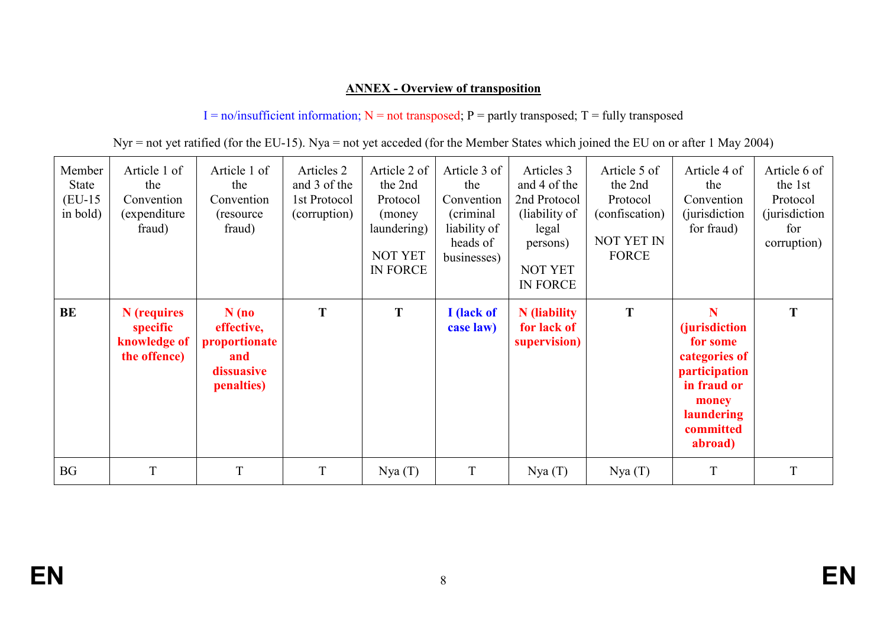## ANNEX - Overview of transposition

I = no/insufficient information; N = not transposed; P = partly transposed; T = fully transposed

Nyr = not yet ratified (for the EU-15). Nya = not yet acceded (for the Member States which joined the EU on or after 1 May 2004)

| Member State (EU-15 in bold) | Article 1 of the Convention (expenditure fraud) | Article 1 of the Convention (resource fraud) | Articles 2 and 3 of the 1st Protocol (corruption) | Article 2 of the 2nd Protocol (money laundering) NOT YET IN FORCE | Article 3 of the Convention (criminal liability of heads of businesses) | Articles 3 and 4 of the 2nd Protocol (liability of legal persons) NOT YET IN FORCE | Article 5 of the 2nd Protocol (confiscation) NOT YET IN FORCE | Article 4 of the Convention (jurisdiction for fraud) | Article 6 of the 1st Protocol (jurisdiction for corruption) |
|---|---|---|---|---|---|---|---|---|---|
| **BE** | **N (requires specific knowledge of the offence)** | **N (no effective, proportionate and dissuasive penalties)** | **T** | **T** | **I (lack of case law)** | **N (liability for lack of supervision)** | **T** | **N (jurisdiction for some categories of participation in fraud or money laundering committed abroad)** | **T** |
| BG | T | T | T | Nya (T) | T | Nya (T) | Nya (T) | T | T |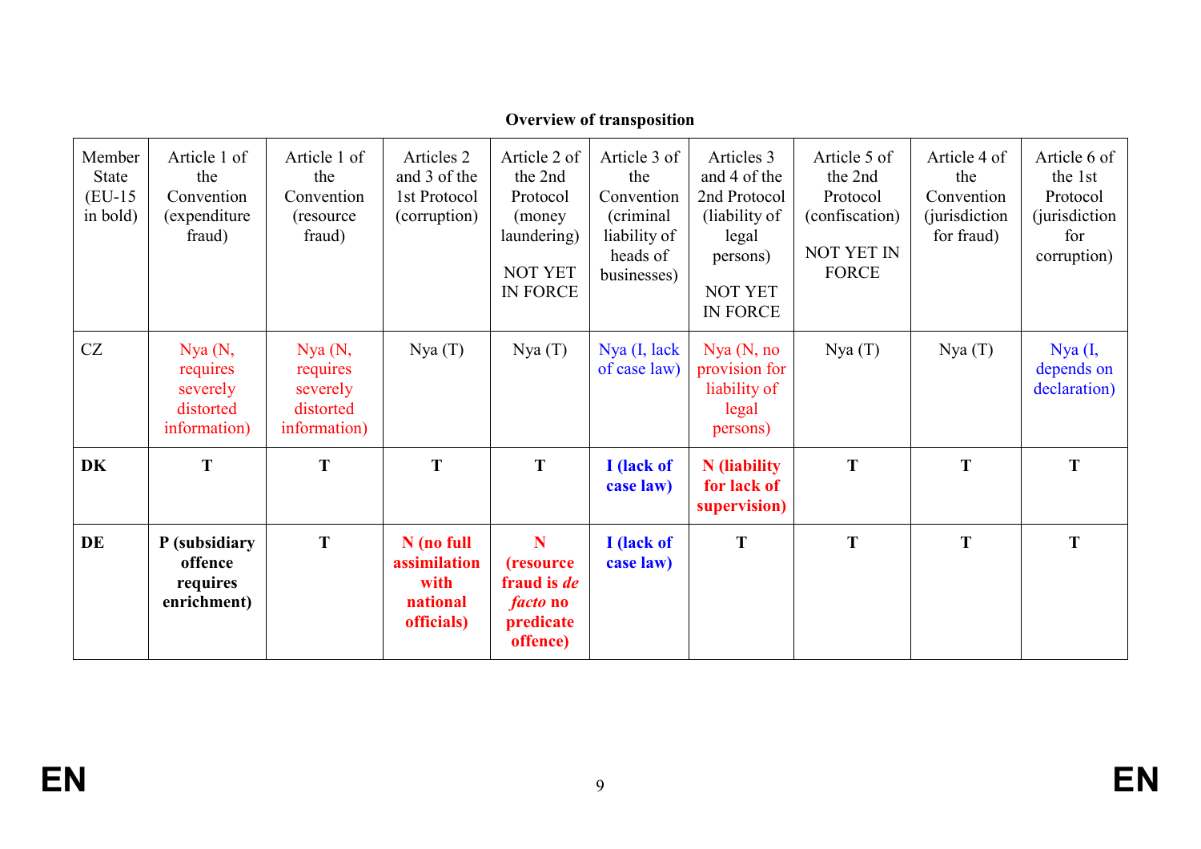**Overview of transposition**

| Member State (EU-15 in bold) | Article 1 of the Convention (expenditure fraud) | Article 1 of the Convention (resource fraud) | Articles 2 and 3 of the 1st Protocol (corruption) | Article 2 of the 2nd Protocol (money laundering) NOT YET IN FORCE | Article 3 of the Convention (criminal liability of heads of businesses) | Articles 3 and 4 of the 2nd Protocol (liability of legal persons) NOT YET IN FORCE | Article 5 of the 2nd Protocol (confiscation) NOT YET IN FORCE | Article 4 of the Convention (jurisdiction for fraud) | Article 6 of the 1st Protocol (jurisdiction for corruption) |
|---|---|---|---|---|---|---|---|---|---|
| CZ | Nya (N, requires severely distorted information) | Nya (N, requires severely distorted information) | Nya (T) | Nya (T) | Nya (I, lack of case law) | Nya (N, no provision for liability of legal persons) | Nya (T) | Nya (T) | Nya (I, depends on declaration) |
| **DK** | **T** | **T** | **T** | **T** | **I (lack of case law)** | **N (liability for lack of supervision)** | **T** | **T** | **T** |
| **DE** | **P (subsidiary offence requires enrichment)** | **T** | **N (no full assimilation with national officials)** | **N (resource fraud is *de facto* no predicate offence)** | **I (lack of case law)** | **T** | **T** | **T** | **T** |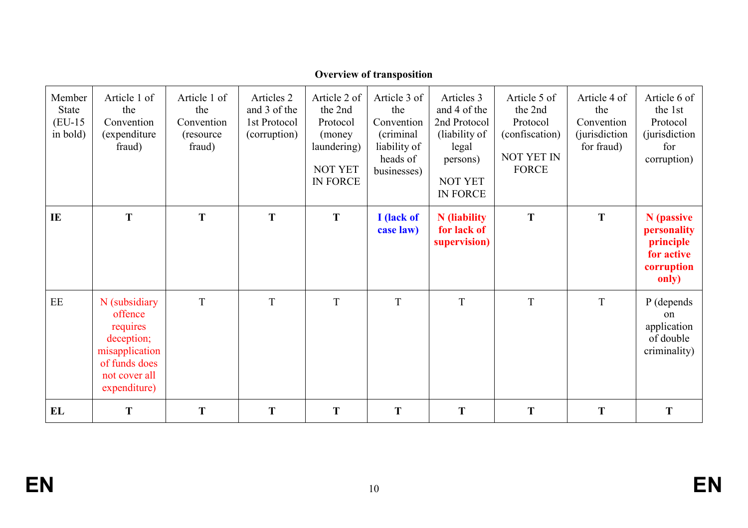**Overview of transposition**

| Member State (EU-15 in bold) | Article 1 of the Convention (expenditure fraud) | Article 1 of the Convention (resource fraud) | Articles 2 and 3 of the 1st Protocol (corruption) | Article 2 of the 2nd Protocol (money laundering) NOT YET IN FORCE | Article 3 of the Convention (criminal liability of heads of businesses) | Articles 3 and 4 of the 2nd Protocol (liability of legal persons) NOT YET IN FORCE | Article 5 of the 2nd Protocol (confiscation) NOT YET IN FORCE | Article 4 of the Convention (jurisdiction for fraud) | Article 6 of the 1st Protocol (jurisdiction for corruption) |
|---|---|---|---|---|---|---|---|---|---|
| **IE** | **T** | **T** | **T** | **T** | **I (lack of case law)** | **N (liability for lack of supervision)** | **T** | **T** | **N (passive personality principle for active corruption only)** |
| EE | N (subsidiary offence requires deception; misapplication of funds does not cover all expenditure) | T | T | T | T | T | T | T | P (depends on application of double criminality) |
| **EL** | **T** | **T** | **T** | **T** | **T** | **T** | **T** | **T** | **T** |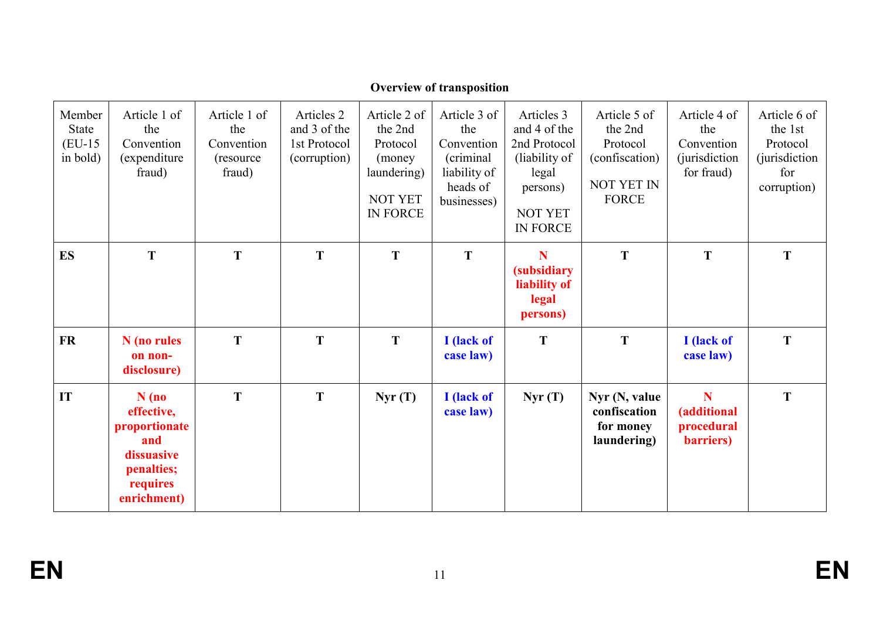**Overview of transposition**

| Member State (EU-15 in bold) | Article 1 of the Convention (expenditure fraud) | Article 1 of the Convention (resource fraud) | Articles 2 and 3 of the 1st Protocol (corruption) | Article 2 of the 2nd Protocol (money laundering) NOT YET IN FORCE | Article 3 of the Convention (criminal liability of heads of businesses) | Articles 3 and 4 of the 2nd Protocol (liability of legal persons) NOT YET IN FORCE | Article 5 of the 2nd Protocol (confiscation) NOT YET IN FORCE | Article 4 of the Convention (jurisdiction for fraud) | Article 6 of the 1st Protocol (jurisdiction for corruption) |
|---|---|---|---|---|---|---|---|---|---|
| **ES** | **T** | **T** | **T** | **T** | **T** | **N (subsidiary liability of legal persons)** | **T** | **T** | **T** |
| **FR** | **N (no rules on non-disclosure)** | **T** | **T** | **T** | **I (lack of case law)** | **T** | **T** | **I (lack of case law)** | **T** |
| **IT** | **N (no effective, proportionate and dissuasive penalties; requires enrichment)** | **T** | **T** | **Nyr (T)** | **I (lack of case law)** | **Nyr (T)** | **Nyr (N, value confiscation for money laundering)** | **N (additional procedural barriers)** | **T** |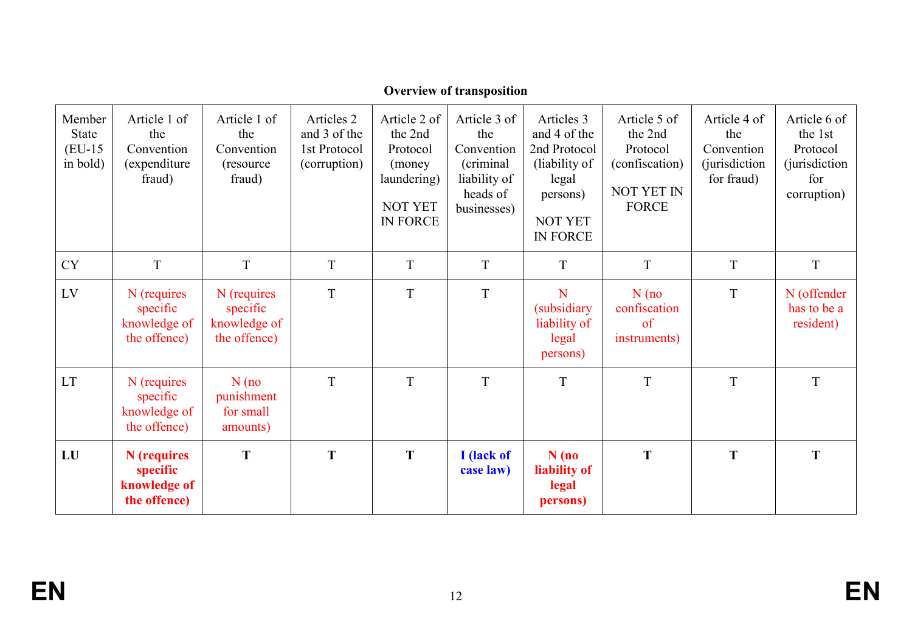**Overview of transposition**

| Member State (EU-15 in bold) | Article 1 of the Convention (expenditure fraud) | Article 1 of the Convention (resource fraud) | Articles 2 and 3 of the 1st Protocol (corruption) | Article 2 of the 2nd Protocol (money laundering) NOT YET IN FORCE | Article 3 of the Convention (criminal liability of heads of businesses) | Articles 3 and 4 of the 2nd Protocol (liability of legal persons) NOT YET IN FORCE | Article 5 of the 2nd Protocol (confiscation) NOT YET IN FORCE | Article 4 of the Convention (jurisdiction for fraud) | Article 6 of the 1st Protocol (jurisdiction for corruption) |
|---|---|---|---|---|---|---|---|---|---|
| CY | T | T | T | T | T | T | T | T | T |
| LV | N (requires specific knowledge of the offence) | N (requires specific knowledge of the offence) | T | T | T | N (subsidiary liability of legal persons) | N (no confiscation of instruments) | T | N (offender has to be a resident) |
| LT | N (requires specific knowledge of the offence) | N (no punishment for small amounts) | T | T | T | T | T | T | T |
| **LU** | **N (requires specific knowledge of the offence)** | **T** | **T** | **T** | **I (lack of case law)** | **N (no liability of legal persons)** | **T** | **T** | **T** |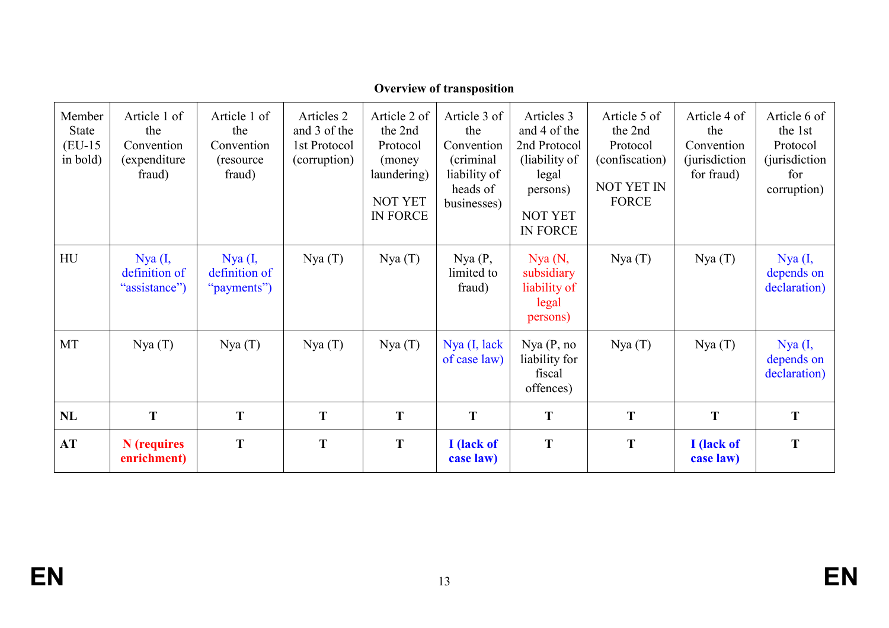**Overview of transposition**

| Member State (EU-15 in bold) | Article 1 of the Convention (expenditure fraud) | Article 1 of the Convention (resource fraud) | Articles 2 and 3 of the 1st Protocol (corruption) | Article 2 of the 2nd Protocol (money laundering) NOT YET IN FORCE | Article 3 of the Convention (criminal liability of heads of businesses) | Articles 3 and 4 of the 2nd Protocol (liability of legal persons) NOT YET IN FORCE | Article 5 of the 2nd Protocol (confiscation) NOT YET IN FORCE | Article 4 of the Convention (jurisdiction for fraud) | Article 6 of the 1st Protocol (jurisdiction for corruption) |
|---|---|---|---|---|---|---|---|---|---|
| HU | Nya (I, definition of "assistance") | Nya (I, definition of "payments") | Nya (T) | Nya (T) | Nya (P, limited to fraud) | Nya (N, subsidiary liability of legal persons) | Nya (T) | Nya (T) | Nya (I, depends on declaration) |
| MT | Nya (T) | Nya (T) | Nya (T) | Nya (T) | Nya (I, lack of case law) | Nya (P, no liability for fiscal offences) | Nya (T) | Nya (T) | Nya (I, depends on declaration) |
| **NL** | **T** | **T** | **T** | **T** | **T** | **T** | **T** | **T** | **T** |
| **AT** | **N (requires enrichment)** | **T** | **T** | **T** | **I (lack of case law)** | **T** | **T** | **I (lack of case law)** | **T** |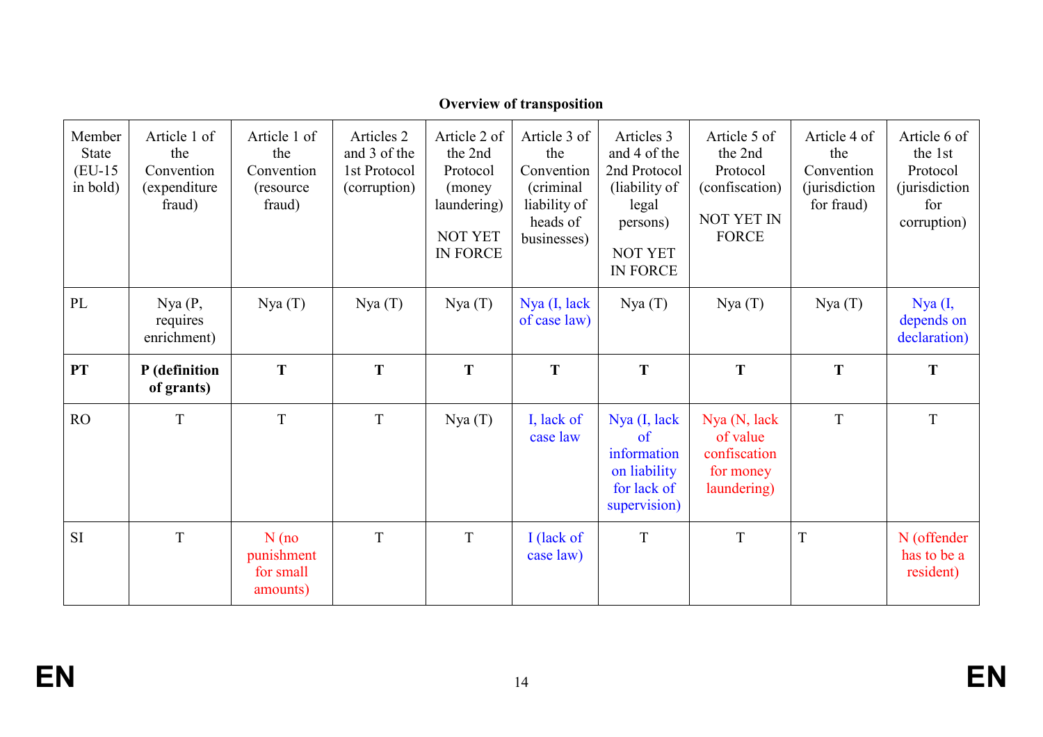**Overview of transposition**

| Member State (EU-15 in bold) | Article 1 of the Convention (expenditure fraud) | Article 1 of the Convention (resource fraud) | Articles 2 and 3 of the 1st Protocol (corruption) | Article 2 of the 2nd Protocol (money laundering) NOT YET IN FORCE | Article 3 of the Convention (criminal liability of heads of businesses) | Articles 3 and 4 of the 2nd Protocol (liability of legal persons) NOT YET IN FORCE | Article 5 of the 2nd Protocol (confiscation) NOT YET IN FORCE | Article 4 of the Convention (jurisdiction for fraud) | Article 6 of the 1st Protocol (jurisdiction for corruption) |
|---|---|---|---|---|---|---|---|---|---|
| PL | Nya (P, requires enrichment) | Nya (T) | Nya (T) | Nya (T) | Nya (I, lack of case law) | Nya (T) | Nya (T) | Nya (T) | Nya (I, depends on declaration) |
| **PT** | **P (definition of grants)** | **T** | **T** | **T** | **T** | **T** | **T** | **T** | **T** |
| RO | T | T | T | Nya (T) | I, lack of case law | Nya (I, lack of information on liability for lack of supervision) | Nya (N, lack of value confiscation for money laundering) | T | T |
| SI | T | N (no punishment for small amounts) | T | T | I (lack of case law) | T | T | T | N (offender has to be a resident) |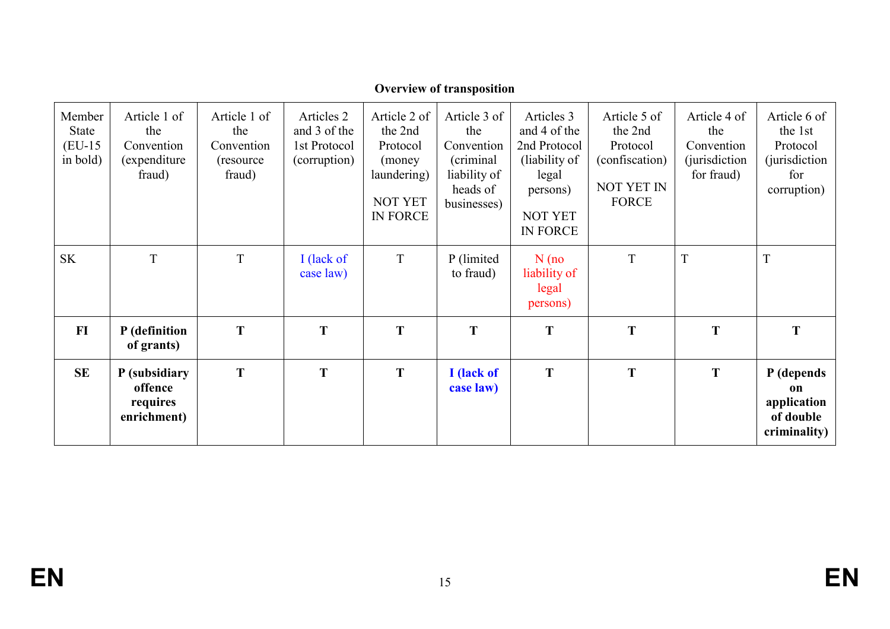**Overview of transposition**

| Member State (EU-15 in bold) | Article 1 of the Convention (expenditure fraud) | Article 1 of the Convention (resource fraud) | Articles 2 and 3 of the 1st Protocol (corruption) | Article 2 of the 2nd Protocol (money laundering) NOT YET IN FORCE | Article 3 of the Convention (criminal liability of heads of businesses) | Articles 3 and 4 of the 2nd Protocol (liability of legal persons) NOT YET IN FORCE | Article 5 of the 2nd Protocol (confiscation) NOT YET IN FORCE | Article 4 of the Convention (jurisdiction for fraud) | Article 6 of the 1st Protocol (jurisdiction for corruption) |
|---|---|---|---|---|---|---|---|---|---|
| SK | T | T | I (lack of case law) | T | P (limited to fraud) | N (no liability of legal persons) | T | T | T |
| **FI** | **P (definition of grants)** | **T** | **T** | **T** | **T** | **T** | **T** | **T** | **T** |
| **SE** | **P (subsidiary offence requires enrichment)** | **T** | **T** | **T** | **I (lack of case law)** | **T** | **T** | **T** | **P (depends on application of double criminality)** |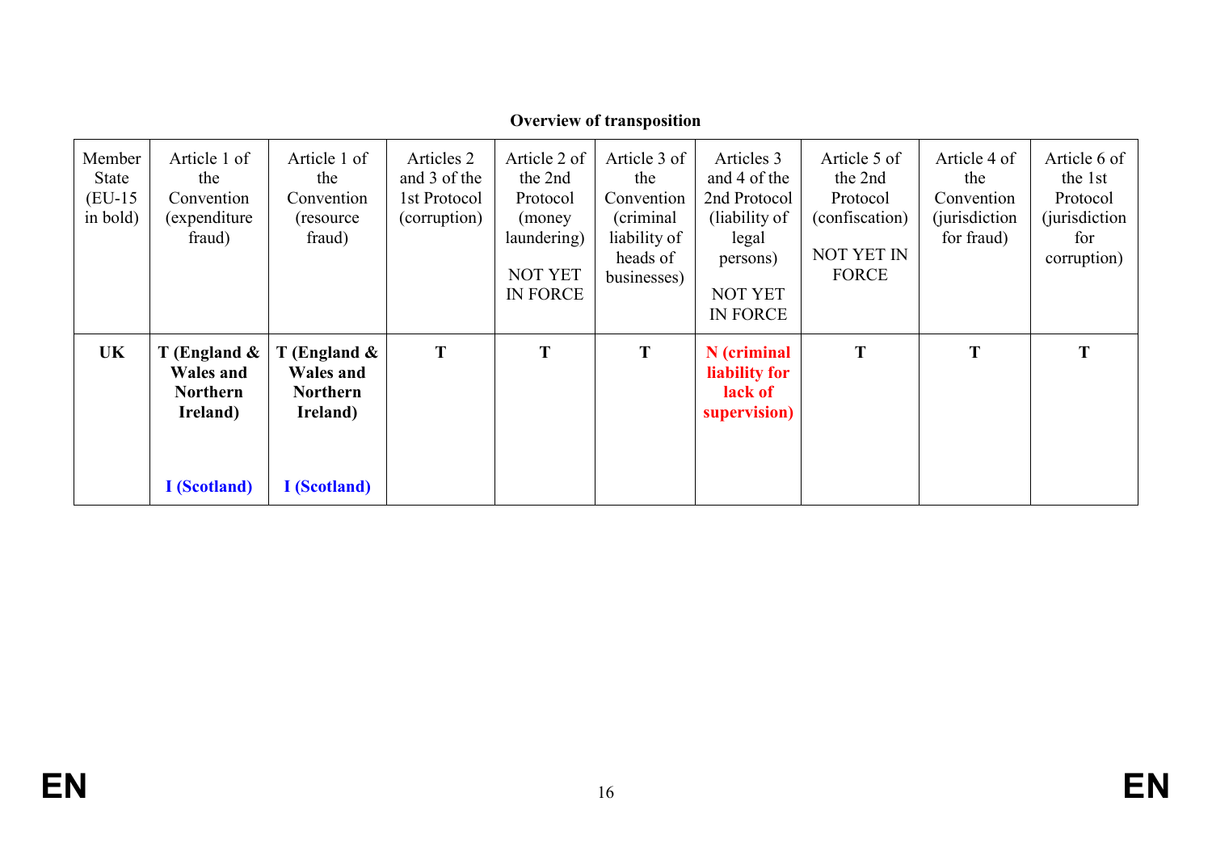**Overview of transposition**

| Member State (EU-15 in bold) | Article 1 of the Convention (expenditure fraud) | Article 1 of the Convention (resource fraud) | Articles 2 and 3 of the 1st Protocol (corruption) | Article 2 of the 2nd Protocol (money laundering) NOT YET IN FORCE | Article 3 of the Convention (criminal liability of heads of businesses) | Articles 3 and 4 of the 2nd Protocol (liability of legal persons) NOT YET IN FORCE | Article 5 of the 2nd Protocol (confiscation) NOT YET IN FORCE | Article 4 of the Convention (jurisdiction for fraud) | Article 6 of the 1st Protocol (jurisdiction for corruption) |
|---|---|---|---|---|---|---|---|---|---|
| **UK** | **T (England & Wales and Northern Ireland)** **I (Scotland)** | **T (England & Wales and Northern Ireland)** **I (Scotland)** | **T** | **T** | **T** | **N (criminal liability for lack of supervision)** | **T** | **T** | **T** |